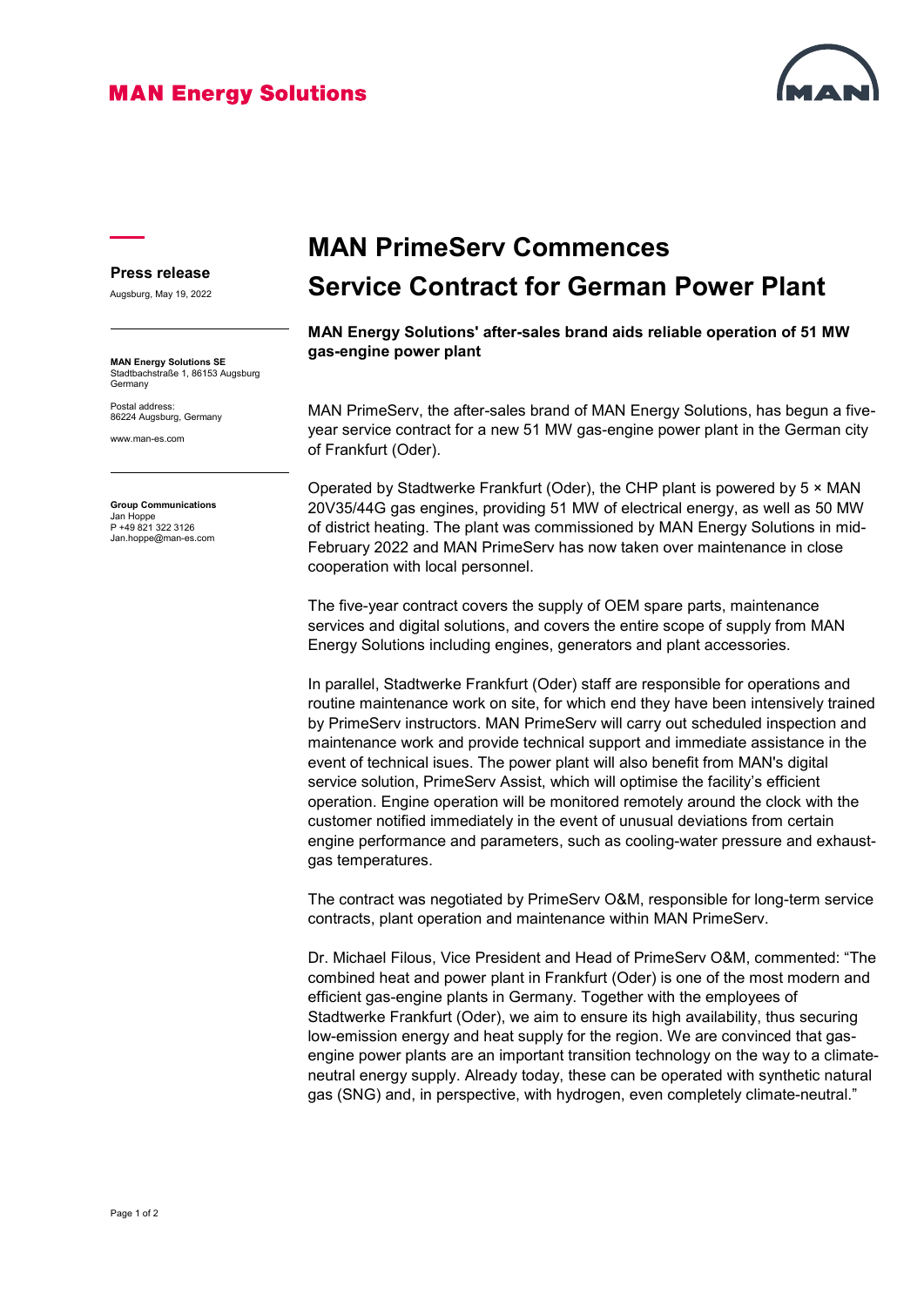**MAN Energy Solutions**

**Press release**

Augsburg, May 19, 2022

**MAN Energy Solutions SE**
Stadtbachstraße 1, 86153 Augsburg
Germany

Postal address:
86224 Augsburg, Germany

www.man-es.com

**Group Communications**
Jan Hoppe
P +49 821 322 3126
Jan.hoppe@man-es.com

# MAN PrimeServ Commences Service Contract for German Power Plant

**MAN Energy Solutions' after-sales brand aids reliable operation of 51 MW gas-engine power plant**

MAN PrimeServ, the after-sales brand of MAN Energy Solutions, has begun a five-year service contract for a new 51 MW gas-engine power plant in the German city of Frankfurt (Oder).

Operated by Stadtwerke Frankfurt (Oder), the CHP plant is powered by 5 × MAN 20V35/44G gas engines, providing 51 MW of electrical energy, as well as 50 MW of district heating. The plant was commissioned by MAN Energy Solutions in mid-February 2022 and MAN PrimeServ has now taken over maintenance in close cooperation with local personnel.

The five-year contract covers the supply of OEM spare parts, maintenance services and digital solutions, and covers the entire scope of supply from MAN Energy Solutions including engines, generators and plant accessories.

In parallel, Stadtwerke Frankfurt (Oder) staff are responsible for operations and routine maintenance work on site, for which end they have been intensively trained by PrimeServ instructors. MAN PrimeServ will carry out scheduled inspection and maintenance work and provide technical support and immediate assistance in the event of technical isues. The power plant will also benefit from MAN's digital service solution, PrimeServ Assist, which will optimise the facility's efficient operation. Engine operation will be monitored remotely around the clock with the customer notified immediately in the event of unusual deviations from certain engine performance and parameters, such as cooling-water pressure and exhaust-gas temperatures.

The contract was negotiated by PrimeServ O&M, responsible for long-term service contracts, plant operation and maintenance within MAN PrimeServ.

Dr. Michael Filous, Vice President and Head of PrimeServ O&M, commented: "The combined heat and power plant in Frankfurt (Oder) is one of the most modern and efficient gas-engine plants in Germany. Together with the employees of Stadtwerke Frankfurt (Oder), we aim to ensure its high availability, thus securing low-emission energy and heat supply for the region. We are convinced that gas-engine power plants are an important transition technology on the way to a climate-neutral energy supply. Already today, these can be operated with synthetic natural gas (SNG) and, in perspective, with hydrogen, even completely climate-neutral."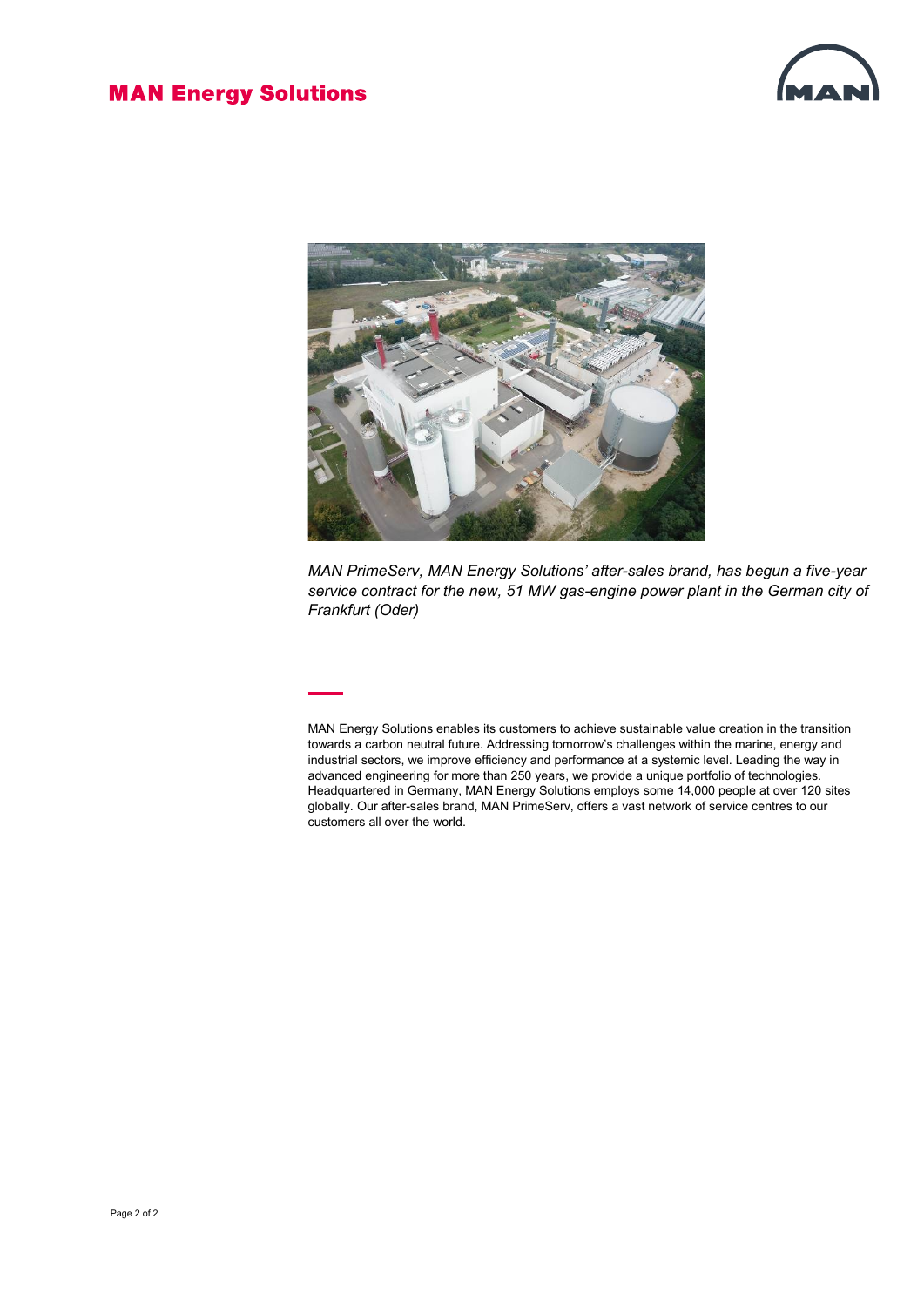*MAN PrimeServ, MAN Energy Solutions' after-sales brand, has begun a five-year service contract for the new, 51 MW gas-engine power plant in the German city of Frankfurt (Oder)*

MAN Energy Solutions enables its customers to achieve sustainable value creation in the transition towards a carbon neutral future. Addressing tomorrow's challenges within the marine, energy and industrial sectors, we improve efficiency and performance at a systemic level. Leading the way in advanced engineering for more than 250 years, we provide a unique portfolio of technologies. Headquartered in Germany, MAN Energy Solutions employs some 14,000 people at over 120 sites globally. Our after-sales brand, MAN PrimeServ, offers a vast network of service centres to our customers all over the world.